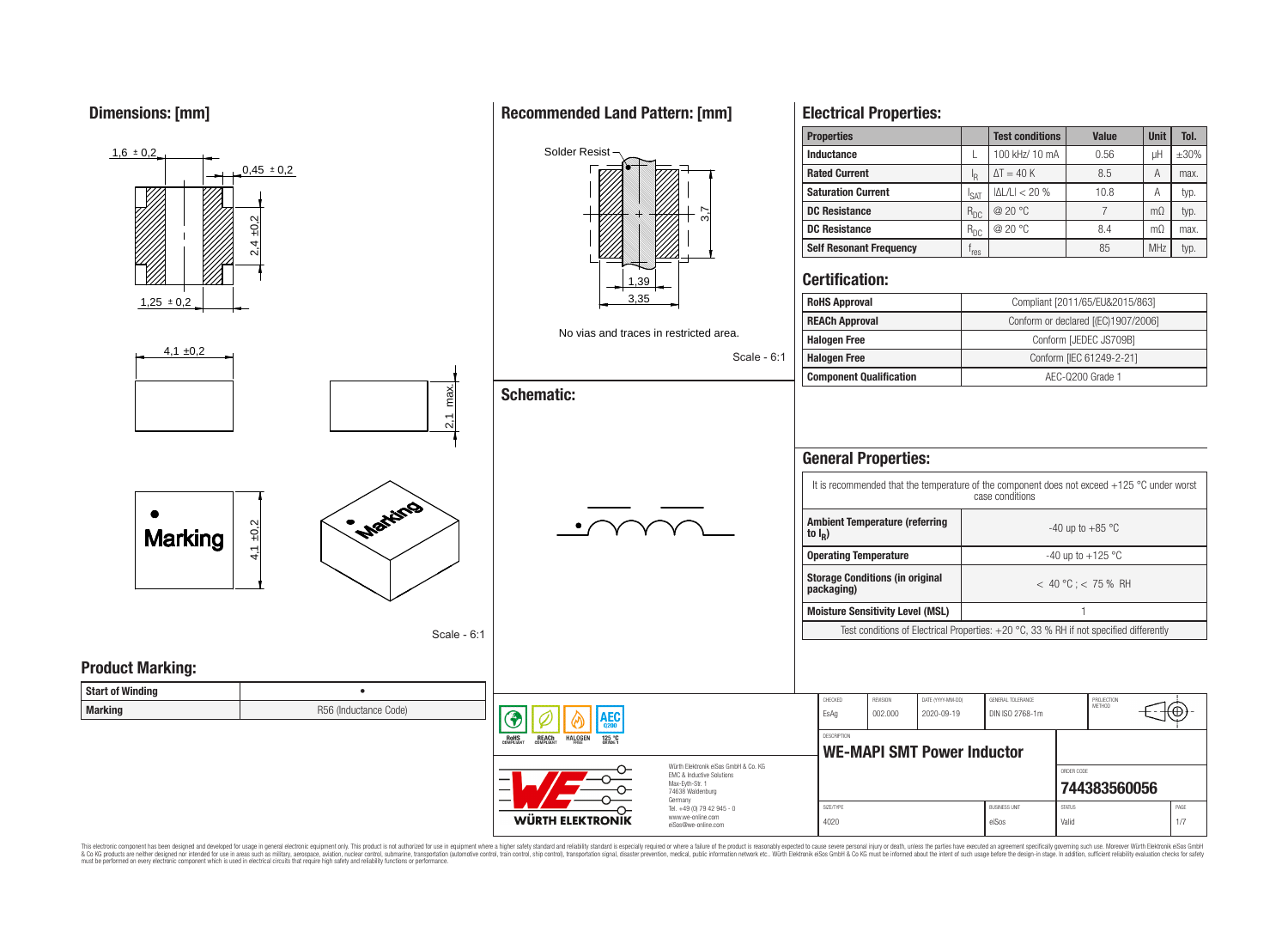## Dimensions: [mm]

1,6 ± 0,2

0,45 ± 0,2

2,4 ±0,2

1,25 ± 0,2

4,1 ±0,2

2,1 max.

Marking

4,1 ±0,2

Scale - 6:1

## Recommended Land Pattern: [mm]

Solder Resist

3,7

1,39

3,35

No vias and traces in restricted area.

Scale - 6:1

## Schematic:

## Electrical Properties:

| Properties | | Test conditions | Value | Unit | Tol. |
|---|---|---|---|---|---|
| Inductance | L | 100 kHz/ 10 mA | 0.56 | µH | ±30% |
| Rated Current | $I_R$ | ΔT = 40 K | 8.5 | A | max. |
| Saturation Current | $I_{SAT}$ | \|ΔL/L\| < 20 % | 10.8 | A | typ. |
| DC Resistance | $R_{DC}$ | @ 20 °C | 7 | mΩ | typ. |
| DC Resistance | $R_{DC}$ | @ 20 °C | 8.4 | mΩ | max. |
| Self Resonant Frequency | $f_{res}$ | | 85 | MHz | typ. |

## Certification:

| | |
|---|---|
| RoHS Approval | Compliant [2011/65/EU&2015/863] |
| REACh Approval | Conform or declared [(EC)1907/2006] |
| Halogen Free | Conform [JEDEC JS709B] |
| Halogen Free | Conform [IEC 61249-2-21] |
| Component Qualification | AEC-Q200 Grade 1 |

## General Properties:

It is recommended that the temperature of the component does not exceed +125 °C under worst case conditions

| | |
|---|---|
| Ambient Temperature (referring to $I_R$) | -40 up to +85 °C |
| Operating Temperature | -40 up to +125 °C |
| Storage Conditions (in original packaging) | < 40 °C ; < 75 % RH |
| Moisture Sensitivity Level (MSL) | 1 |

Test conditions of Electrical Properties: +20 °C, 33 % RH if not specified differently

## Product Marking:

| | |
|---|---|
| Start of Winding | • |
| Marking | R56 (Inductance Code) |

RoHS COMPLIANT | REACh COMPLIANT | HALOGEN FREE | AEC Q200 125 °C GRADE 1

Würth Elektronik eiSos GmbH & Co. KG
EMC & Inductive Solutions
Max-Eyth-Str. 1
74638 Waldenburg
Germany
Tel. +49 (0) 79 42 945 - 0
www.we-online.com
eiSos@we-online.com

| CHECKED | REVISION | DATE (YYYY-MM-DD) | GENERAL TOLERANCE | PROJECTION METHOD |
|---|---|---|---|---|
| EsAg | 002.000 | 2020-09-19 | DIN ISO 2768-1m | |

DESCRIPTION: **WE-MAPI SMT Power Inductor**

ORDER CODE: **744383560056**

| SIZE/TYPE | BUSINESS UNIT | STATUS | PAGE |
|---|---|---|---|
| 4020 | eiSos | Valid | 1/7 |

This electronic component has been designed and developed for usage in general electronic equipment only. This product is not authorized for use in equipment where a higher safety standard and reliability standard is especially required or where a failure of the product is reasonably expected to cause severe personal injury or death, unless the parties have executed an agreement specifically governing such use. Moreover Würth Elektronik eiSos GmbH & Co KG products are neither designed nor intended for use in areas such as military, aerospace, aviation, nuclear control, submarine, transportation (automotive control, train control, ship control), transportation signal, disaster prevention, medical, public information network etc.. Würth Elektronik eiSos GmbH & Co KG must be informed about the intent of such usage before the design-in stage. In addition, sufficient reliability evaluation checks for safety must be performed on every electronic component which is used in electrical circuits that require high safety and reliability functions or performance.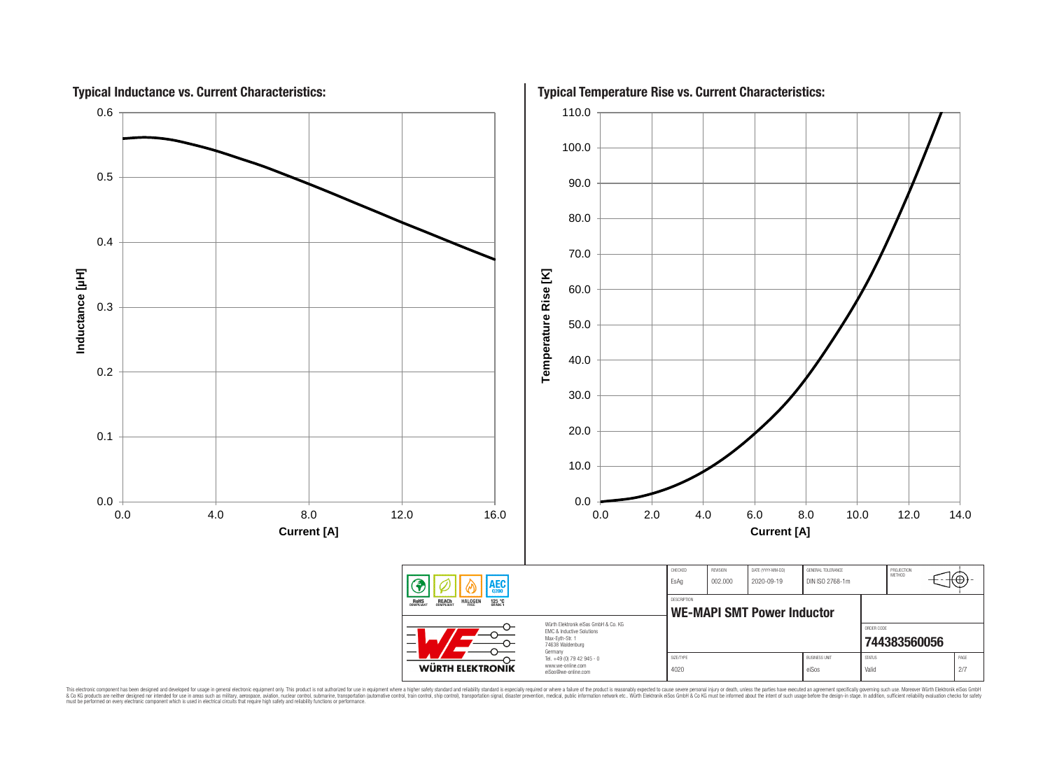## Typical Inductance vs. Current Characteristics:

Inductance [µH] (0.0 – 0.6) vs. Current [A] (0.0 – 16.0)

## Typical Temperature Rise vs. Current Characteristics:

Temperature Rise [K] (0.0 – 110.0) vs. Current [A] (0.0 – 14.0)

| CHECKED | REVISION | DATE (YYYY-MM-DD) | GENERAL TOLERANCE | PROJECTION METHOD |
|---|---|---|---|---|
| EsAg | 002.000 | 2020-09-19 | DIN ISO 2768-1m | |

DESCRIPTION

**WE-MAPI SMT Power Inductor**

ORDER CODE

**744383560056**

| SIZE/TYPE | BUSINESS UNIT | STATUS | PAGE |
|---|---|---|---|
| 4020 | eiSos | Valid | 2/7 |

RoHS COMPLIANT · REACh COMPLIANT · HALOGEN FREE · 125 °C GRADE 1 · AEC Q200

WÜRTH ELEKTRONIK

Würth Elektronik eiSos GmbH & Co. KG
EMC & Inductive Solutions
Max-Eyth-Str. 1
74638 Waldenburg
Germany
Tel. +49 (0) 79 42 945 - 0
www.we-online.com
eiSos@we-online.com

This electronic component has been designed and developed for usage in general electronic equipment only. This product is not authorized for use in equipment where a higher safety standard and reliability standard is especially required or where a failure of the product is reasonably expected to cause severe personal injury or death, unless the parties have executed an agreement specifically governing such use. Moreover Würth Elektronik eiSos GmbH & Co KG products are neither designed nor intended for use in areas such as military, aerospace, aviation, nuclear control, submarine, transportation (automotive control, train control, ship control), transportation signal, disaster prevention, medical, public information network etc.. Würth Elektronik eiSos GmbH & Co KG must be informed about the intent of such usage before the design-in stage. In addition, sufficient reliability evaluation checks for safety must be performed on every electronic component which is used in electrical circuits that require high safety and reliability functions or performance.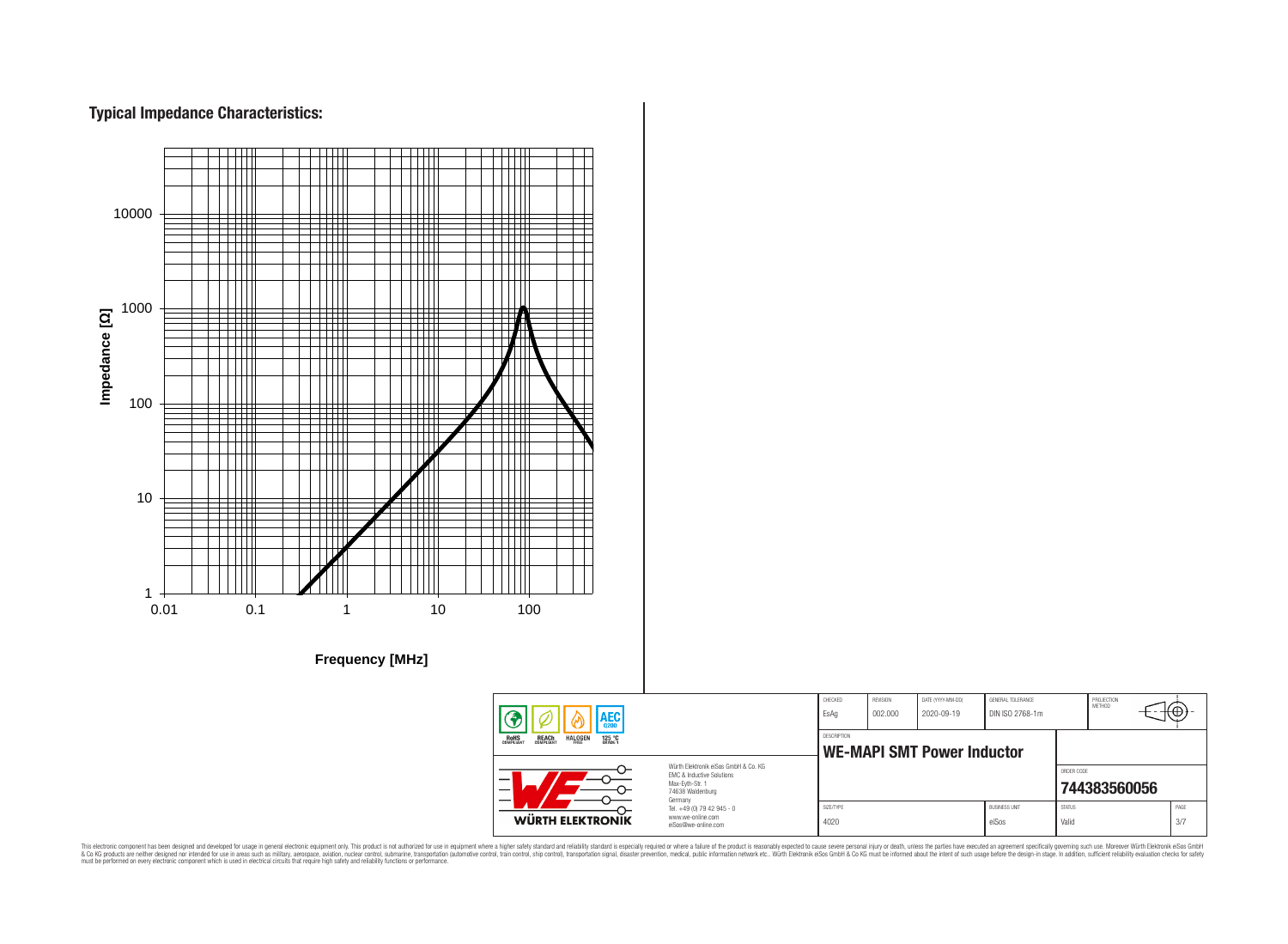## Typical Impedance Characteristics:

Impedance [Ω]

10000

1000

100

10

1

0.01 0.1 1 10 100

Frequency [MHz]

| CHECKED | REVISION | DATE (YYYY-MM-DD) | GENERAL TOLERANCE | PROJECTION METHOD |
|---|---|---|---|---|
| EsAg | 002.000 | 2020-09-19 | DIN ISO 2768-1m | |

DESCRIPTION

**WE-MAPI SMT Power Inductor**

ORDER CODE

**744383560056**

| SIZE/TYPE | BUSINESS UNIT | STATUS | PAGE |
|---|---|---|---|
| 4020 | eiSos | Valid | 3/7 |

RoHS COMPLIANT REACh COMPLIANT HALOGEN FREE 125 °C GRADE 1 AEC Q200

WÜRTH ELEKTRONIK

Würth Elektronik eiSos GmbH & Co. KG
EMC & Inductive Solutions
Max-Eyth-Str. 1
74638 Waldenburg
Germany
Tel. +49 (0) 79 42 945 - 0
www.we-online.com
eiSos@we-online.com

This electronic component has been designed and developed for usage in general electronic equipment only. This product is not authorized for use in equipment where a higher safety standard and reliability standard is especially required or where a failure of the product is reasonably expected to cause severe personal injury or death, unless the parties have executed an agreement specifically governing such use. Moreover Würth Elektronik eiSos GmbH & Co KG products are neither designed nor intended for use in areas such as military, aerospace, aviation, nuclear control, submarine, transportation (automotive control, train control, ship control), transportation signal, disaster prevention, medical, public information network etc.. Würth Elektronik eiSos GmbH & Co KG must be informed about the intent of such usage before the design-in stage. In addition, sufficient reliability evaluation checks for safety must be performed on every electronic component which is used in electrical circuits that require high safety and reliability functions or performance.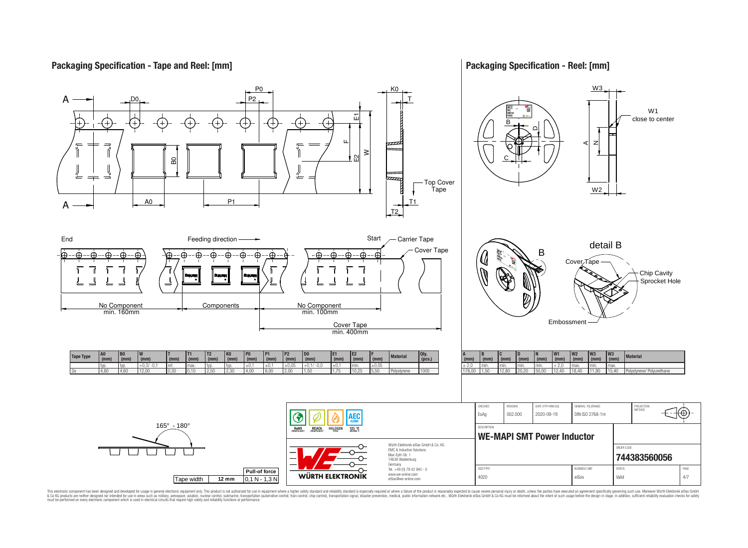## Packaging Specification - Tape and Reel: [mm]

End — Feeding direction — Start — Carrier Tape — Cover Tape

No Component min. 160mm | Components | No Component min. 100mm

Cover Tape min. 400mm

| Tape Type | A0 (mm) | B0 (mm) | W (mm) | T (mm) | T1 (mm) | T2 (mm) | K0 (mm) | P0 (mm) | P1 (mm) | P2 (mm) | D0 (mm) | E1 (mm) | E2 (mm) | F (mm) | Material | Qty. (pcs.) |
|---|---|---|---|---|---|---|---|---|---|---|---|---|---|---|---|---|
| | typ. | typ. | +0,3/ -0,1 | ref. | max. | typ. | typ. | ±0,1 | ±0,1 | ±0,05 | +0,1/ -0,0 | ±0,1 | min. | ±0,05 | | |
| 2a | 4,60 | 4,60 | 12,00 | 0,30 | 0,10 | 2,50 | 2,30 | 4,00 | 8,00 | 2,00 | 1,50 | 1,75 | 10,25 | 5,50 | Polystyrene | 1000 |

165° - 180°

| Tape width | 12 mm | Pull-of force 0,1 N - 1,3 N |
|---|---|---|

## Packaging Specification - Reel: [mm]

W1 close to center

detail B: Cover Tape, Chip Cavity, Sprocket Hole, Embossment

| A (mm) | B (mm) | C (mm) | D (mm) | N (mm) | W1 (mm) | W2 (mm) | W3 (mm) | W3 (mm) | Material |
|---|---|---|---|---|---|---|---|---|---|
| ± 2,0 | min. | min. | min. | min. | + 2,0 | max. | min. | max. | |
| 178,00 | 1,50 | 12,80 | 20,20 | 50,00 | 12,40 | 18,40 | 11,90 | 15,40 | Polystyrene/ Polyurethane |

| CHECKED | REVISION | DATE (YYYY-MM-DD) | GENERAL TOLERANCE | PROJECTION METHOD |
|---|---|---|---|---|
| EsAg | 002.000 | 2020-09-19 | DIN ISO 2768-1m | |

DESCRIPTION: **WE-MAPI SMT Power Inductor**

ORDER CODE: **744383560056**

| SIZE/TYPE | BUSINESS UNIT | STATUS | PAGE |
|---|---|---|---|
| 4020 | eiSos | Valid | 4/7 |

Würth Elektronik eiSos GmbH & Co. KG
EMC & Inductive Solutions
Max-Eyth-Str. 1
74638 Waldenburg
Germany
Tel. +49 (0) 79 42 945 - 0
www.we-online.com
eiSos@we-online.com

RoHS COMPLIANT, REACh COMPLIANT, HALOGEN FREE, 125 °C GRADE 1, AEC Q200

This electronic component has been designed and developed for usage in general electronic equipment only. This product is not authorized for use in equipment where a higher safety standard and reliability standard is especially required or where a failure of the product is reasonably expected to cause severe personal injury or death, unless the parties have executed an agreement specifically governing such use. Moreover Würth Elektronik eiSos GmbH & Co KG products are neither designed nor intended for use in areas such as military, aerospace, aviation, nuclear control, submarine, transportation (automotive control, train control, ship control), transportation signal, disaster prevention, medical, public information network etc.. Würth Elektronik eiSos GmbH & Co KG must be informed about the intent of such usage before the design-in stage. In addition, sufficient reliability evaluation checks for safety must be performed on every electronic component which is used in electrical circuits that require high safety and reliability functions or performance.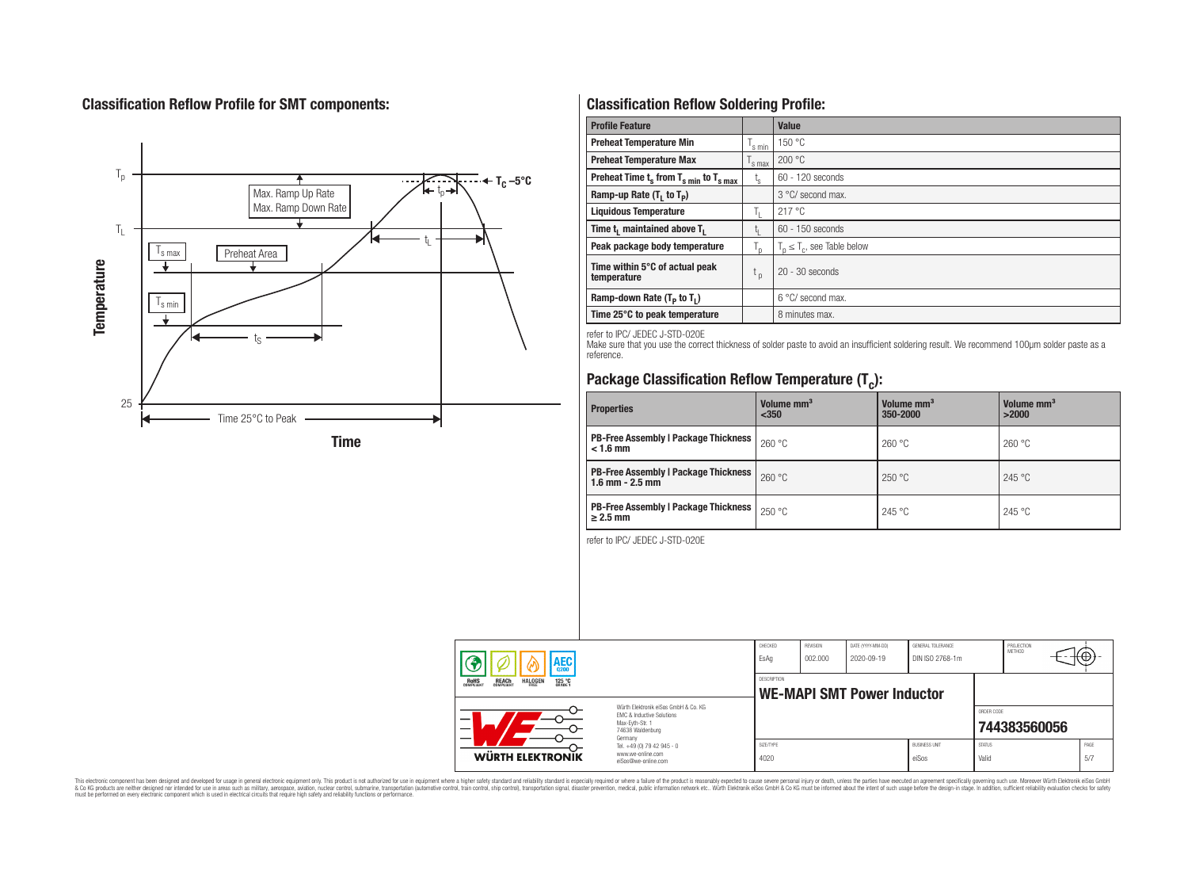## Classification Reflow Profile for SMT components:

## Classification Reflow Soldering Profile:

| Profile Feature | | Value |
|---|---|---|
| Preheat Temperature Min | $T_{s\,min}$ | 150 °C |
| Preheat Temperature Max | $T_{s\,max}$ | 200 °C |
| Preheat Time $t_s$ from $T_{s\,min}$ to $T_{s\,max}$ | $t_s$ | 60 - 120 seconds |
| Ramp-up Rate ($T_L$ to $T_P$) | | 3 °C/ second max. |
| Liquidous Temperature | $T_L$ | 217 °C |
| Time $t_L$ maintained above $T_L$ | $t_L$ | 60 - 150 seconds |
| Peak package body temperature | $T_p$ | $T_p \leq T_c$, see Table below |
| Time within 5°C of actual peak temperature | $t_p$ | 20 - 30 seconds |
| Ramp-down Rate ($T_P$ to $T_L$) | | 6 °C/ second max. |
| Time 25°C to peak temperature | | 8 minutes max. |

refer to IPC/ JEDEC J-STD-020E

Make sure that you use the correct thickness of solder paste to avoid an insufficient soldering result. We recommend 100µm solder paste as a reference.

## Package Classification Reflow Temperature ($T_c$):

| Properties | Volume mm³ <350 | Volume mm³ 350-2000 | Volume mm³ >2000 |
|---|---|---|---|
| PB-Free Assembly \| Package Thickness < 1.6 mm | 260 °C | 260 °C | 260 °C |
| PB-Free Assembly \| Package Thickness 1.6 mm - 2.5 mm | 260 °C | 250 °C | 245 °C |
| PB-Free Assembly \| Package Thickness ≥ 2.5 mm | 250 °C | 245 °C | 245 °C |

refer to IPC/ JEDEC J-STD-020E

| CHECKED | REVISION | DATE (YYYY-MM-DD) | GENERAL TOLERANCE | PROJECTION METHOD |
|---|---|---|---|---|
| EsAg | 002.000 | 2020-09-19 | DIN ISO 2768-1m | |

DESCRIPTION: **WE-MAPI SMT Power Inductor**

ORDER CODE: **744383560056**

| SIZE/TYPE | BUSINESS UNIT | STATUS | PAGE |
|---|---|---|---|
| 4020 | eiSos | Valid | 5/7 |

Würth Elektronik eiSos GmbH & Co. KG
EMC & Inductive Solutions
Max-Eyth-Str. 1
74638 Waldenburg
Germany
Tel. +49 (0) 79 42 945 - 0
www.we-online.com
eiSos@we-online.com

This electronic component has been designed and developed for usage in general electronic equipment only. This product is not authorized for use in equipment where a higher safety standard and reliability standard is especially required or where a failure of the product is reasonably expected to cause severe personal injury or death, unless the parties have executed an agreement specifically governing such use. Moreover Würth Elektronik eiSos GmbH & Co KG products are neither designed nor intended for use in areas such as military, aerospace, aviation, nuclear control, submarine, transportation (automotive control, train control, ship control), transportation signal, disaster prevention, medical, public information network etc.. Würth Elektronik eiSos GmbH & Co KG must be informed about the intent of such usage before the design-in stage. In addition, sufficient reliability evaluation checks for safety must be performed on every electronic component which is used in electrical circuits that require high safety and reliability functions or performance.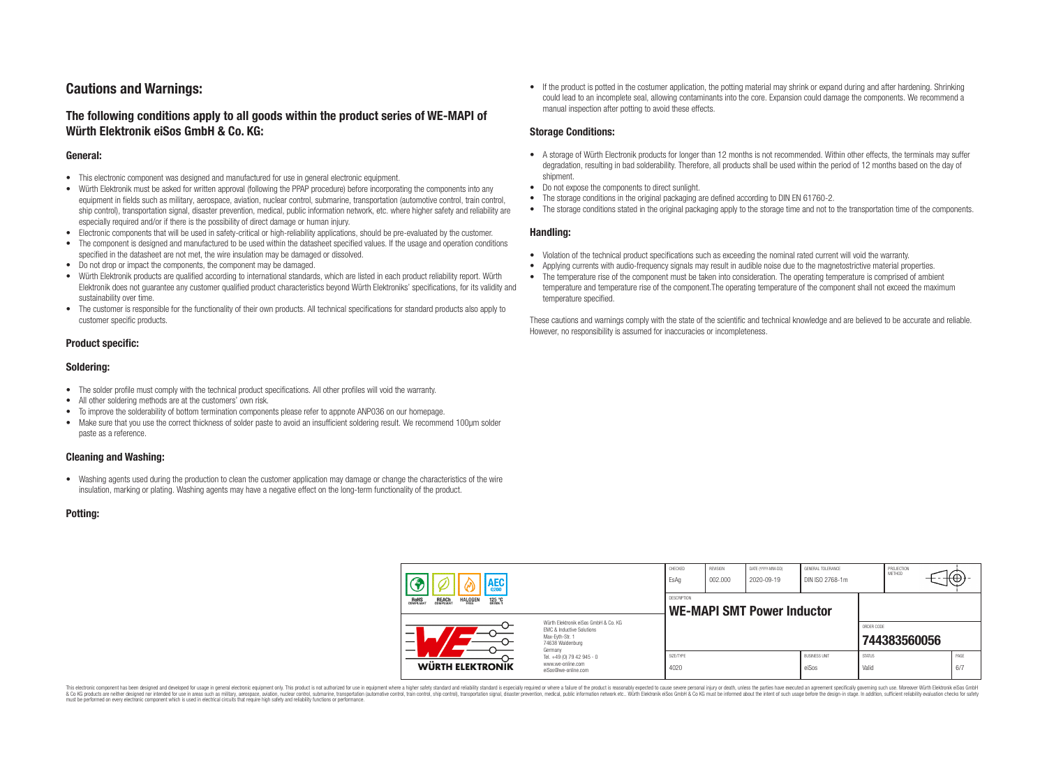## Cautions and Warnings:

### The following conditions apply to all goods within the product series of WE-MAPI of Würth Elektronik eiSos GmbH & Co. KG:

#### General:

- This electronic component was designed and manufactured for use in general electronic equipment.
- Würth Elektronik must be asked for written approval (following the PPAP procedure) before incorporating the components into any equipment in fields such as military, aerospace, aviation, nuclear control, submarine, transportation (automotive control, train control, ship control), transportation signal, disaster prevention, medical, public information network, etc. where higher safety and reliability are especially required and/or if there is the possibility of direct damage or human injury.
- Electronic components that will be used in safety-critical or high-reliability applications, should be pre-evaluated by the customer.
- The component is designed and manufactured to be used within the datasheet specified values. If the usage and operation conditions specified in the datasheet are not met, the wire insulation may be damaged or dissolved.
- Do not drop or impact the components, the component may be damaged.
- Würth Elektronik products are qualified according to international standards, which are listed in each product reliability report. Würth Elektronik does not guarantee any customer qualified product characteristics beyond Würth Elektroniks' specifications, for its validity and sustainability over time.
- The customer is responsible for the functionality of their own products. All technical specifications for standard products also apply to customer specific products.

#### Product specific:

#### Soldering:

- The solder profile must comply with the technical product specifications. All other profiles will void the warranty.
- All other soldering methods are at the customers' own risk.
- To improve the solderability of bottom termination components please refer to appnote ANP036 on our homepage.
- Make sure that you use the correct thickness of solder paste to avoid an insufficient soldering result. We recommend 100µm solder paste as a reference.

#### Cleaning and Washing:

- Washing agents used during the production to clean the customer application may damage or change the characteristics of the wire insulation, marking or plating. Washing agents may have a negative effect on the long-term functionality of the product.

#### Potting:

- If the product is potted in the costumer application, the potting material may shrink or expand during and after hardening. Shrinking could lead to an incomplete seal, allowing contaminants into the core. Expansion could damage the components. We recommend a manual inspection after potting to avoid these effects.

#### Storage Conditions:

- A storage of Würth Electronik products for longer than 12 months is not recommended. Within other effects, the terminals may suffer degradation, resulting in bad solderability. Therefore, all products shall be used within the period of 12 months based on the day of shipment.
- Do not expose the components to direct sunlight.
- The storage conditions in the original packaging are defined according to DIN EN 61760-2.
- The storage conditions stated in the original packaging apply to the storage time and not to the transportation time of the components.

#### Handling:

- Violation of the technical product specifications such as exceeding the nominal rated current will void the warranty.
- Applying currents with audio-frequency signals may result in audible noise due to the magnetostrictive material properties.
- The temperature rise of the component must be taken into consideration. The operating temperature is comprised of ambient temperature and temperature rise of the component.The operating temperature of the component shall not exceed the maximum temperature specified.

These cautions and warnings comply with the state of the scientific and technical knowledge and are believed to be accurate and reliable. However, no responsibility is assumed for inaccuracies or incompleteness.

| CHECKED | REVISION | DATE (YYYY-MM-DD) | GENERAL TOLERANCE | PROJECTION METHOD |
|---|---|---|---|---|
| EsAg | 002.000 | 2020-09-19 | DIN ISO 2768-1m | |

DESCRIPTION: **WE-MAPI SMT Power Inductor**

ORDER CODE: **744383560056**

| SIZE/TYPE | BUSINESS UNIT | STATUS | PAGE |
|---|---|---|---|
| 4020 | eiSos | Valid | 6/7 |

Würth Elektronik eiSos GmbH & Co. KG
EMC & Inductive Solutions
Max-Eyth-Str. 1
74638 Waldenburg
Germany
Tel. +49 (0) 79 42 945 - 0
www.we-online.com
eiSos@we-online.com

RoHS COMPLIANT · REACh COMPLIANT · HALOGEN FREE · AEC Q200 · 125 °C GRADE 1

This electronic component has been designed and developed for usage in general electronic equipment only. This product is not authorized for use in equipment where a higher safety standard and reliability standard is especially required or where a failure of the product is reasonably expected to cause severe personal injury or death, unless the parties have executed an agreement specifically governing such use. Moreover Würth Elektronik eiSos GmbH & Co KG products are neither designed nor intended for use in areas such as military, aerospace, aviation, nuclear control, submarine, transportation (automotive control, train control, ship control), transportation signal, disaster prevention, medical, public information network etc.. Würth Elektronik eiSos GmbH & Co KG must be informed about the intent of such usage before the design-in stage. In addition, sufficient reliability evaluation checks for safety must be performed on every electronic component which is used in electrical circuits that require high safety and reliability functions or performance.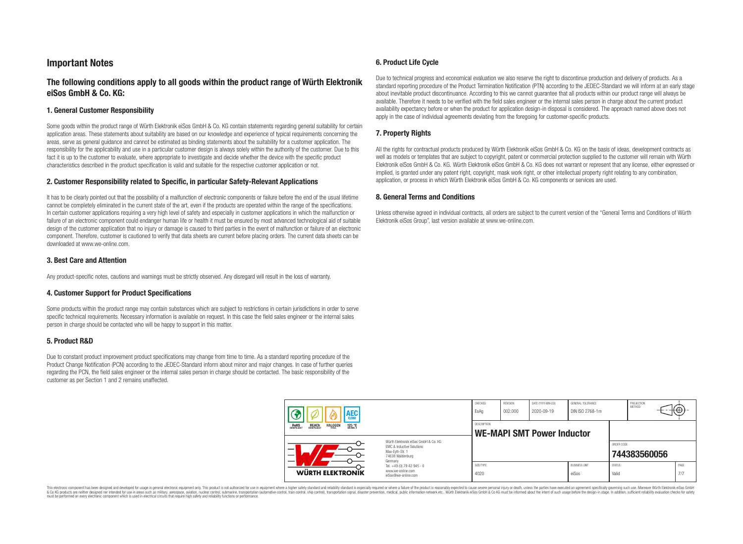# Important Notes

## The following conditions apply to all goods within the product range of Würth Elektronik eiSos GmbH & Co. KG:

### 1. General Customer Responsibility

Some goods within the product range of Würth Elektronik eiSos GmbH & Co. KG contain statements regarding general suitability for certain application areas. These statements about suitability are based on our knowledge and experience of typical requirements concerning the areas, serve as general guidance and cannot be estimated as binding statements about the suitability for a customer application. The responsibility for the applicability and use in a particular customer design is always solely within the authority of the customer. Due to this fact it is up to the customer to evaluate, where appropriate to investigate and decide whether the device with the specific product characteristics described in the product specification is valid and suitable for the respective customer application or not.

### 2. Customer Responsibility related to Specific, in particular Safety-Relevant Applications

It has to be clearly pointed out that the possibility of a malfunction of electronic components or failure before the end of the usual lifetime cannot be completely eliminated in the current state of the art, even if the products are operated within the range of the specifications. In certain customer applications requiring a very high level of safety and especially in customer applications in which the malfunction or failure of an electronic component could endanger human life or health it must be ensured by most advanced technological aid of suitable design of the customer application that no injury or damage is caused to third parties in the event of malfunction or failure of an electronic component. Therefore, customer is cautioned to verify that data sheets are current before placing orders. The current data sheets can be downloaded at www.we-online.com.

### 3. Best Care and Attention

Any product-specific notes, cautions and warnings must be strictly observed. Any disregard will result in the loss of warranty.

### 4. Customer Support for Product Specifications

Some products within the product range may contain substances which are subject to restrictions in certain jurisdictions in order to serve specific technical requirements. Necessary information is available on request. In this case the field sales engineer or the internal sales person in charge should be contacted who will be happy to support in this matter.

### 5. Product R&D

Due to constant product improvement product specifications may change from time to time. As a standard reporting procedure of the Product Change Notification (PCN) according to the JEDEC-Standard inform about minor and major changes. In case of further queries regarding the PCN, the field sales engineer or the internal sales person in charge should be contacted. The basic responsibility of the customer as per Section 1 and 2 remains unaffected.

### 6. Product Life Cycle

Due to technical progress and economical evaluation we also reserve the right to discontinue production and delivery of products. As a standard reporting procedure of the Product Termination Notification (PTN) according to the JEDEC-Standard we will inform at an early stage about inevitable product discontinuance. According to this we cannot guarantee that all products within our product range will always be available. Therefore it needs to be verified with the field sales engineer or the internal sales person in charge about the current product availability expectancy before or when the product for application design-in disposal is considered. The approach named above does not apply in the case of individual agreements deviating from the foregoing for customer-specific products.

### 7. Property Rights

All the rights for contractual products produced by Würth Elektronik eiSos GmbH & Co. KG on the basis of ideas, development contracts as well as models or templates that are subject to copyright, patent or commercial protection supplied to the customer will remain with Würth Elektronik eiSos GmbH & Co. KG. Würth Elektronik eiSos GmbH & Co. KG does not warrant or represent that any license, either expressed or implied, is granted under any patent right, copyright, mask work right, or other intellectual property right relating to any combination, application, or process in which Würth Elektronik eiSos GmbH & Co. KG components or services are used.

### 8. General Terms and Conditions

Unless otherwise agreed in individual contracts, all orders are subject to the current version of the "General Terms and Conditions of Würth Elektronik eiSos Group", last version available at www.we-online.com.

| CHECKED | REVISION | DATE (YYYY-MM-DD) | GENERAL TOLERANCE | PROJECTION METHOD |
|---|---|---|---|---|
| EsAg | 002.000 | 2020-09-19 | DIN ISO 2768-1m | |

DESCRIPTION: **WE-MAPI SMT Power Inductor**

Würth Elektronik eiSos GmbH & Co. KG
EMC & Inductive Solutions
Max-Eyth-Str. 1
74638 Waldenburg
Germany
Tel. +49 (0) 79 42 945 - 0
www.we-online.com
eiSos@we-online.com

ORDER CODE: **744383560056**

| SIZE/TYPE | BUSINESS UNIT | STATUS | PAGE |
|---|---|---|---|
| 4020 | eiSos | Valid | 7/7 |

This electronic component has been designed and developed for usage in general electronic equipment only. This product is not authorized for use in equipment where a higher safety standard and reliability standard is especially required or where a failure of the product is reasonably expected to cause severe personal injury or death, unless the parties have executed an agreement specifically governing such use. Moreover Würth Elektronik eiSos GmbH & Co KG products are neither designed nor intended for use in areas such as military, aerospace, aviation, nuclear control, submarine, transportation (automotive control, train control, ship control), transportation signal, disaster prevention, medical, public information network etc.. Würth Elektronik eiSos GmbH & Co KG must be informed about the intent of such usage before the design-in stage. In addition, sufficient reliability evaluation checks for safety must be performed on every electronic component which is used in electrical circuits that require high safety and reliability functions or performance.